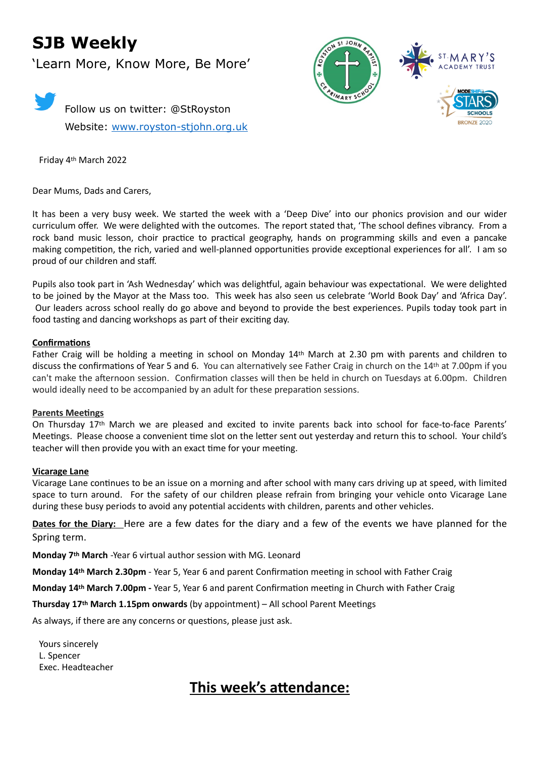# SJB Weekly

'Learn More, Know More, Be More'

Follow us on twitter: @StRoyston

Website: www.royston-stjohn.org.uk

Friday 4th March 2022

Dear Mums, Dads and Carers,

It has been a very busy week. We started the week with a 'Deep Dive' into our phonics provision and our wider curriculum offer. We were delighted with the outcomes. The report stated that, 'The school defines vibrancy. From a rock band music lesson, choir practice to practical geography, hands on programming skills and even a pancake making competition, the rich, varied and well-planned opportunities provide exceptional experiences for all'. I am so proud of our children and staff.

Pupils also took part in 'Ash Wednesday' which was delightful, again behaviour was expectational. We were delighted to be joined by the Mayor at the Mass too. This week has also seen us celebrate 'World Book Day' and 'Africa Day'. Our leaders across school really do go above and beyond to provide the best experiences. Pupils today took part in food tasting and dancing workshops as part of their exciting day.

**Confirmations**

Father Craig will be holding a meeting in school on Monday 14th March at 2.30 pm with parents and children to discuss the confirmations of Year 5 and 6. You can alternatively see Father Craig in church on the 14th at 7.00pm if you can't make the afternoon session. Confirmation classes will then be held in church on Tuesdays at 6.00pm. Children would ideally need to be accompanied by an adult for these preparation sessions.

**Parents Meetings**

On Thursday 17th March we are pleased and excited to invite parents back into school for face-to-face Parents' Meetings. Please choose a convenient time slot on the letter sent out yesterday and return this to school. Your child's teacher will then provide you with an exact time for your meeting.

**Vicarage Lane**

Vicarage Lane continues to be an issue on a morning and after school with many cars driving up at speed, with limited space to turn around. For the safety of our children please refrain from bringing your vehicle onto Vicarage Lane during these busy periods to avoid any potential accidents with children, parents and other vehicles.

**Dates for the Diary:** Here are a few dates for the diary and a few of the events we have planned for the Spring term.

**Monday 7th March** -Year 6 virtual author session with MG. Leonard

**Monday 14th March 2.30pm** - Year 5, Year 6 and parent Confirmation meeting in school with Father Craig

**Monday 14th March 7.00pm -** Year 5, Year 6 and parent Confirmation meeting in Church with Father Craig

**Thursday 17th March 1.15pm onwards** (by appointment) – All school Parent Meetings

As always, if there are any concerns or questions, please just ask.

Yours sincerely
L. Spencer
Exec. Headteacher

## This week's attendance: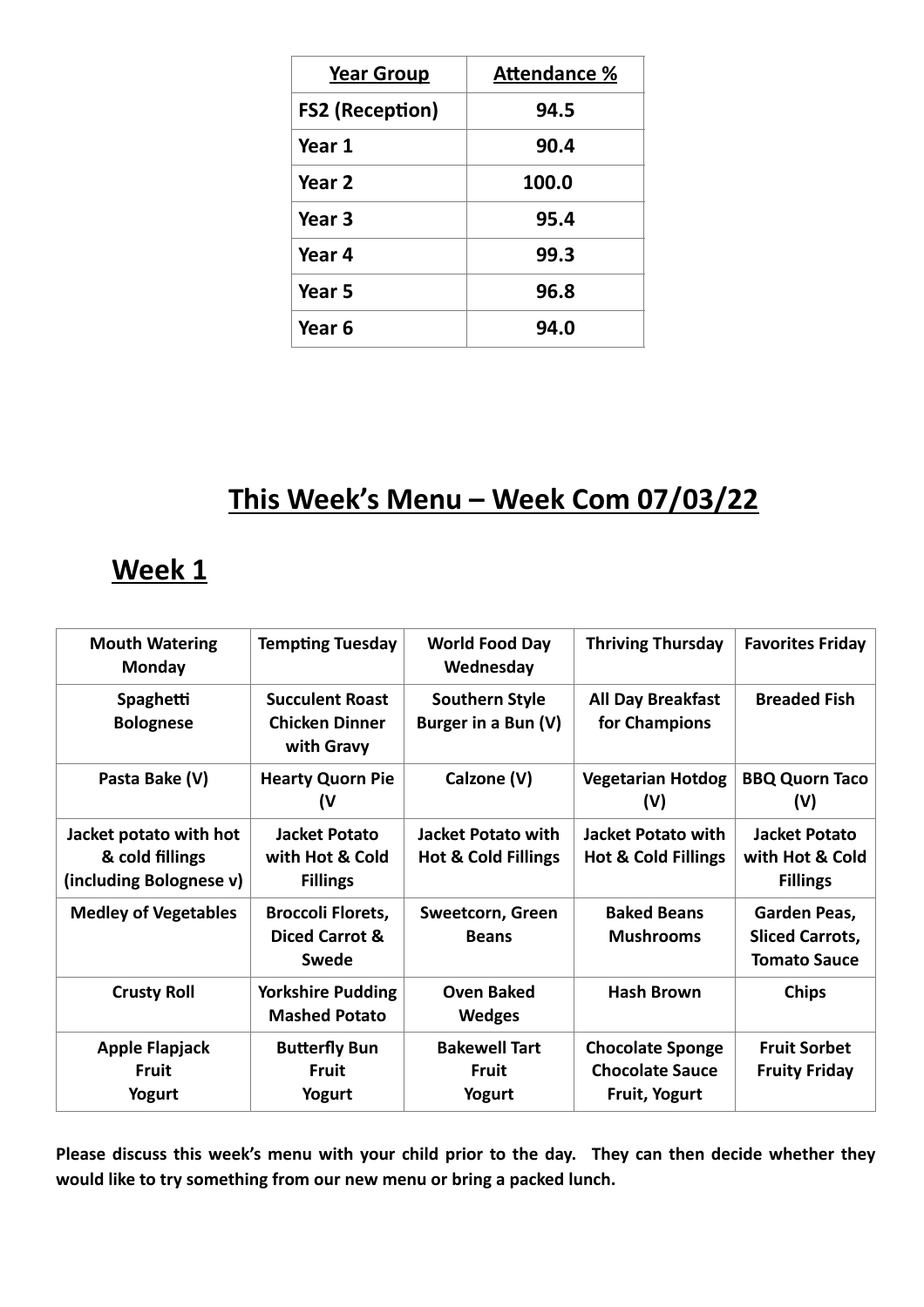| Year Group | Attendance % |
|---|---|
| FS2 (Reception) | 94.5 |
| Year 1 | 90.4 |
| Year 2 | 100.0 |
| Year 3 | 95.4 |
| Year 4 | 99.3 |
| Year 5 | 96.8 |
| Year 6 | 94.0 |

# This Week's Menu – Week Com 07/03/22

## Week 1

| Mouth Watering Monday | Tempting Tuesday | World Food Day Wednesday | Thriving Thursday | Favorites Friday |
|---|---|---|---|---|
| Spaghetti Bolognese | Succulent Roast Chicken Dinner with Gravy | Southern Style Burger in a Bun (V) | All Day Breakfast for Champions | Breaded Fish |
| Pasta Bake (V) | Hearty Quorn Pie (V | Calzone (V) | Vegetarian Hotdog (V) | BBQ Quorn Taco (V) |
| Jacket potato with hot & cold fillings (including Bolognese v) | Jacket Potato with Hot & Cold Fillings | Jacket Potato with Hot & Cold Fillings | Jacket Potato with Hot & Cold Fillings | Jacket Potato with Hot & Cold Fillings |
| Medley of Vegetables | Broccoli Florets, Diced Carrot & Swede | Sweetcorn, Green Beans | Baked Beans Mushrooms | Garden Peas, Sliced Carrots, Tomato Sauce |
| Crusty Roll | Yorkshire Pudding Mashed Potato | Oven Baked Wedges | Hash Brown | Chips |
| Apple Flapjack Fruit Yogurt | Butterfly Bun Fruit Yogurt | Bakewell Tart Fruit Yogurt | Chocolate Sponge Chocolate Sauce Fruit, Yogurt | Fruit Sorbet Fruity Friday |

**Please discuss this week's menu with your child prior to the day. They can then decide whether they would like to try something from our new menu or bring a packed lunch.**